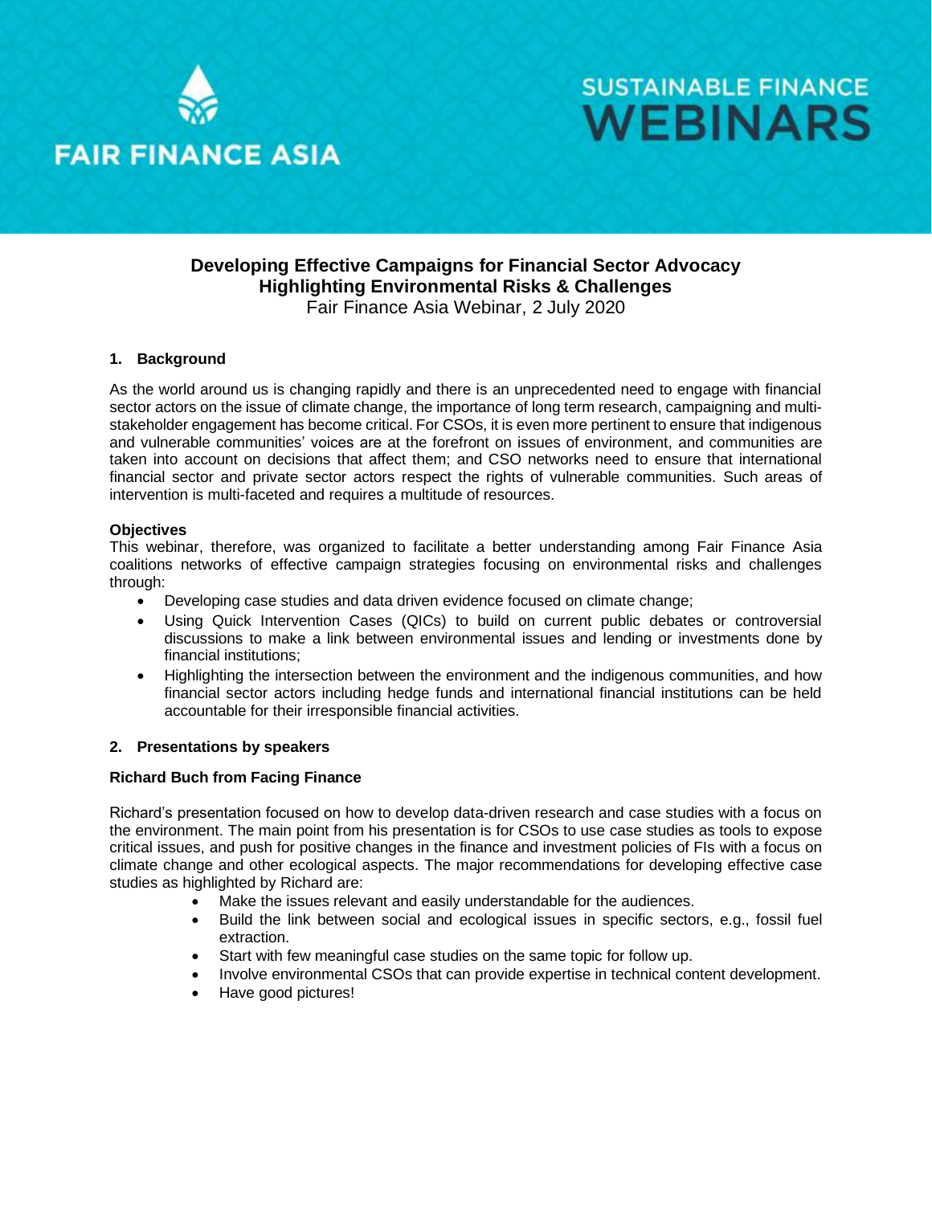FAIR FINANCE ASIA

SUSTAINABLE FINANCE WEBINARS

# Developing Effective Campaigns for Financial Sector Advocacy Highlighting Environmental Risks & Challenges

Fair Finance Asia Webinar, 2 July 2020

## 1. Background

As the world around us is changing rapidly and there is an unprecedented need to engage with financial sector actors on the issue of climate change, the importance of long term research, campaigning and multi-stakeholder engagement has become critical. For CSOs, it is even more pertinent to ensure that indigenous and vulnerable communities' voices are at the forefront on issues of environment, and communities are taken into account on decisions that affect them; and CSO networks need to ensure that international financial sector and private sector actors respect the rights of vulnerable communities. Such areas of intervention is multi-faceted and requires a multitude of resources.

**Objectives**

This webinar, therefore, was organized to facilitate a better understanding among Fair Finance Asia coalitions networks of effective campaign strategies focusing on environmental risks and challenges through:

- Developing case studies and data driven evidence focused on climate change;
- Using Quick Intervention Cases (QICs) to build on current public debates or controversial discussions to make a link between environmental issues and lending or investments done by financial institutions;
- Highlighting the intersection between the environment and the indigenous communities, and how financial sector actors including hedge funds and international financial institutions can be held accountable for their irresponsible financial activities.

## 2. Presentations by speakers

**Richard Buch from Facing Finance**

Richard's presentation focused on how to develop data-driven research and case studies with a focus on the environment. The main point from his presentation is for CSOs to use case studies as tools to expose critical issues, and push for positive changes in the finance and investment policies of FIs with a focus on climate change and other ecological aspects. The major recommendations for developing effective case studies as highlighted by Richard are:

- Make the issues relevant and easily understandable for the audiences.
- Build the link between social and ecological issues in specific sectors, e.g., fossil fuel extraction.
- Start with few meaningful case studies on the same topic for follow up.
- Involve environmental CSOs that can provide expertise in technical content development.
- Have good pictures!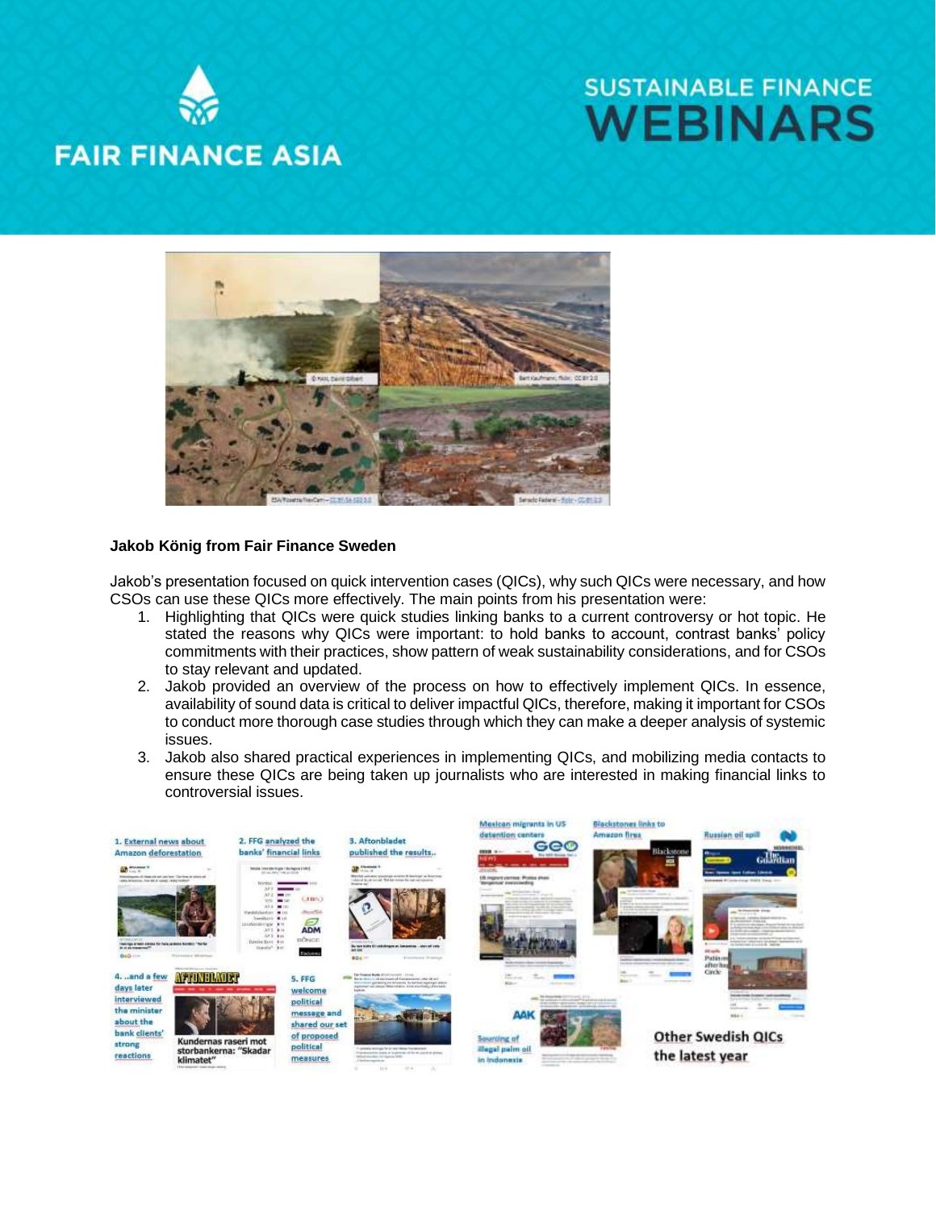**Jakob König from Fair Finance Sweden**

Jakob's presentation focused on quick intervention cases (QICs), why such QICs were necessary, and how CSOs can use these QICs more effectively. The main points from his presentation were:

1. Highlighting that QICs were quick studies linking banks to a current controversy or hot topic. He stated the reasons why QICs were important: to hold banks to account, contrast banks' policy commitments with their practices, show pattern of weak sustainability considerations, and for CSOs to stay relevant and updated.
2. Jakob provided an overview of the process on how to effectively implement QICs. In essence, availability of sound data is critical to deliver impactful QICs, therefore, making it important for CSOs to conduct more thorough case studies through which they can make a deeper analysis of systemic issues.
3. Jakob also shared practical experiences in implementing QICs, and mobilizing media contacts to ensure these QICs are being taken up journalists who are interested in making financial links to controversial issues.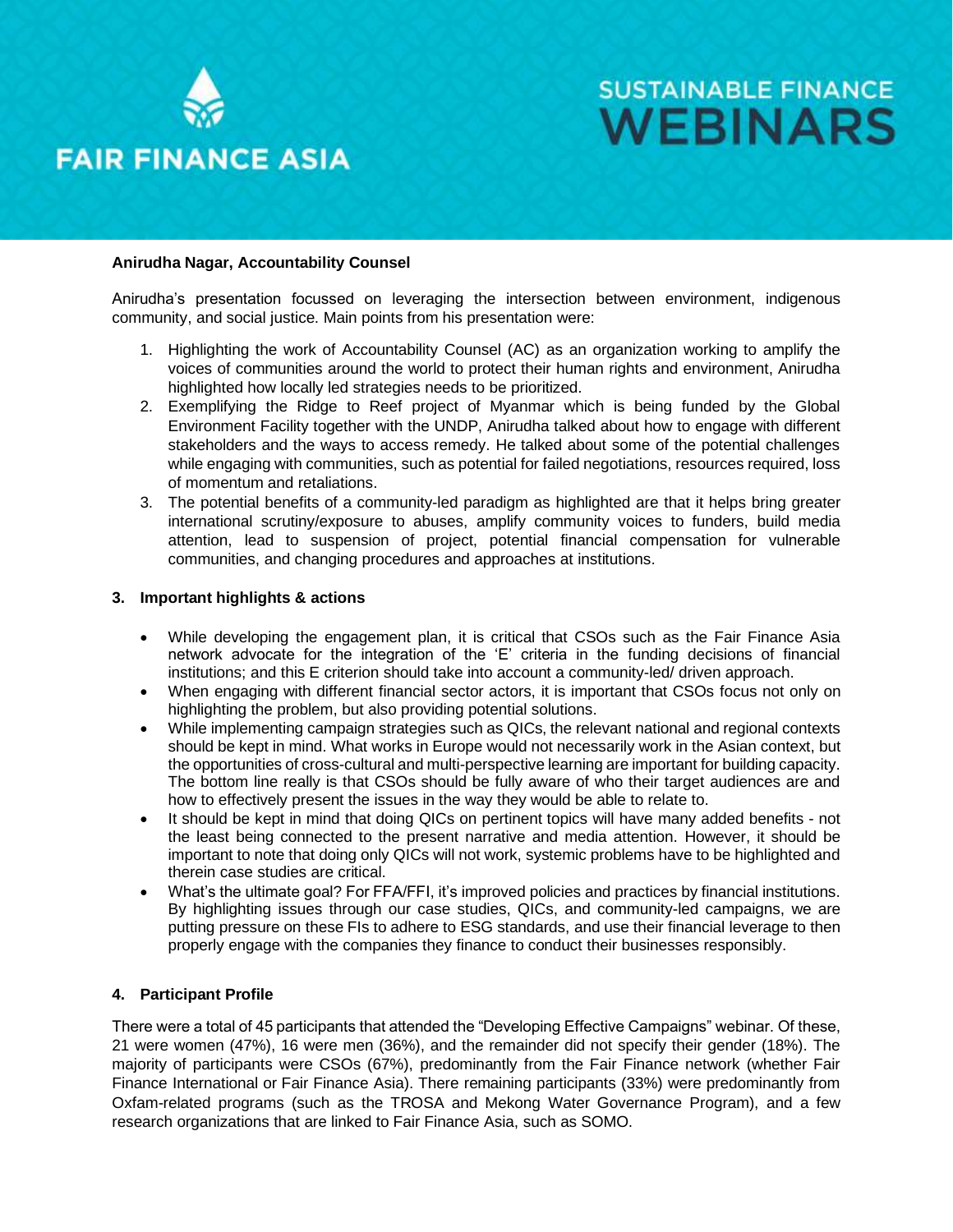**Anirudha Nagar, Accountability Counsel**

Anirudha's presentation focussed on leveraging the intersection between environment, indigenous community, and social justice. Main points from his presentation were:

1. Highlighting the work of Accountability Counsel (AC) as an organization working to amplify the voices of communities around the world to protect their human rights and environment, Anirudha highlighted how locally led strategies needs to be prioritized.
2. Exemplifying the Ridge to Reef project of Myanmar which is being funded by the Global Environment Facility together with the UNDP, Anirudha talked about how to engage with different stakeholders and the ways to access remedy. He talked about some of the potential challenges while engaging with communities, such as potential for failed negotiations, resources required, loss of momentum and retaliations.
3. The potential benefits of a community-led paradigm as highlighted are that it helps bring greater international scrutiny/exposure to abuses, amplify community voices to funders, build media attention, lead to suspension of project, potential financial compensation for vulnerable communities, and changing procedures and approaches at institutions.

## 3. Important highlights & actions

- While developing the engagement plan, it is critical that CSOs such as the Fair Finance Asia network advocate for the integration of the 'E' criteria in the funding decisions of financial institutions; and this E criterion should take into account a community-led/ driven approach.
- When engaging with different financial sector actors, it is important that CSOs focus not only on highlighting the problem, but also providing potential solutions.
- While implementing campaign strategies such as QICs, the relevant national and regional contexts should be kept in mind. What works in Europe would not necessarily work in the Asian context, but the opportunities of cross-cultural and multi-perspective learning are important for building capacity. The bottom line really is that CSOs should be fully aware of who their target audiences are and how to effectively present the issues in the way they would be able to relate to.
- It should be kept in mind that doing QICs on pertinent topics will have many added benefits - not the least being connected to the present narrative and media attention. However, it should be important to note that doing only QICs will not work, systemic problems have to be highlighted and therein case studies are critical.
- What's the ultimate goal? For FFA/FFI, it's improved policies and practices by financial institutions. By highlighting issues through our case studies, QICs, and community-led campaigns, we are putting pressure on these FIs to adhere to ESG standards, and use their financial leverage to then properly engage with the companies they finance to conduct their businesses responsibly.

## 4. Participant Profile

There were a total of 45 participants that attended the "Developing Effective Campaigns" webinar. Of these, 21 were women (47%), 16 were men (36%), and the remainder did not specify their gender (18%). The majority of participants were CSOs (67%), predominantly from the Fair Finance network (whether Fair Finance International or Fair Finance Asia). There remaining participants (33%) were predominantly from Oxfam-related programs (such as the TROSA and Mekong Water Governance Program), and a few research organizations that are linked to Fair Finance Asia, such as SOMO.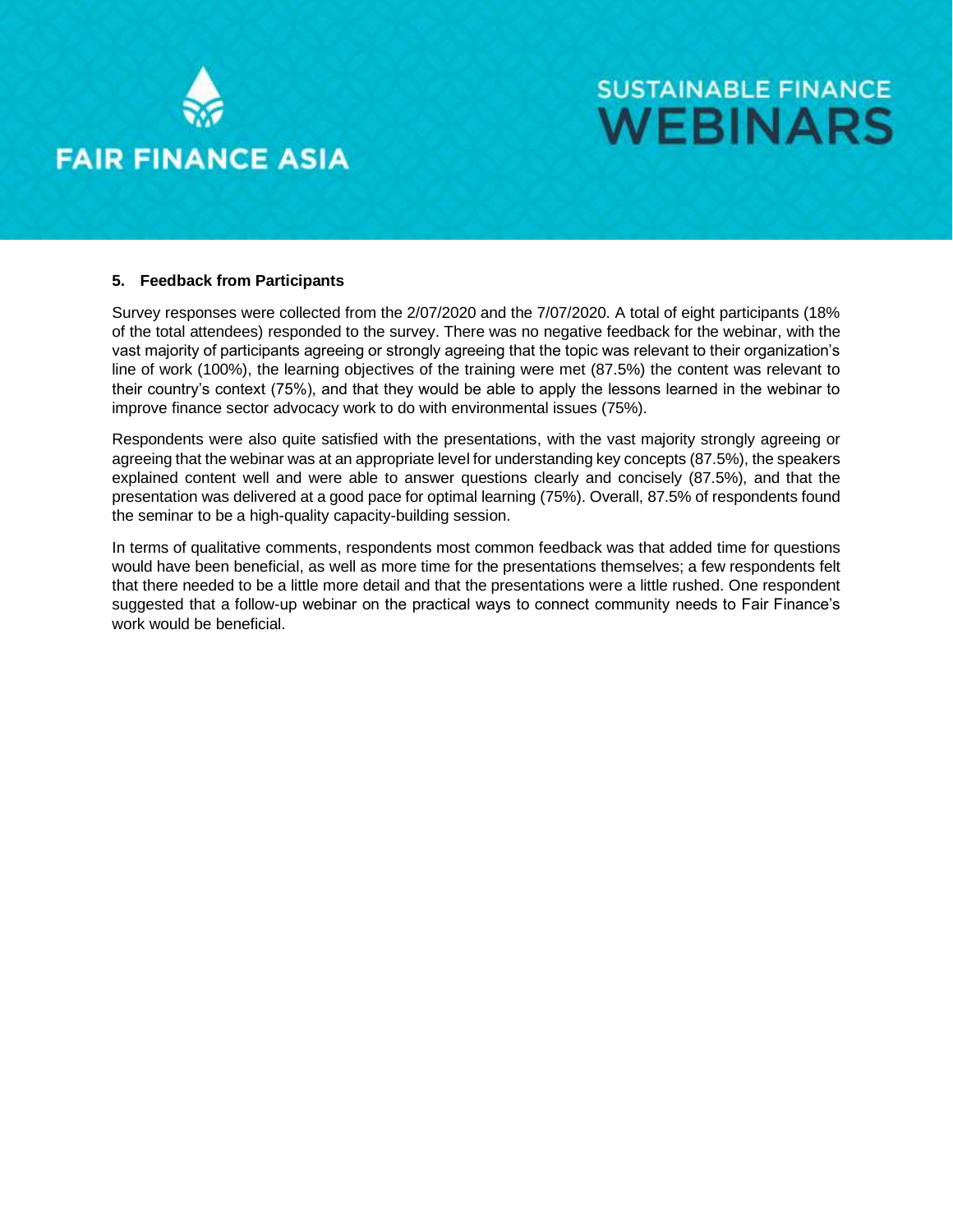## 5. Feedback from Participants

Survey responses were collected from the 2/07/2020 and the 7/07/2020. A total of eight participants (18% of the total attendees) responded to the survey. There was no negative feedback for the webinar, with the vast majority of participants agreeing or strongly agreeing that the topic was relevant to their organization's line of work (100%), the learning objectives of the training were met (87.5%) the content was relevant to their country's context (75%), and that they would be able to apply the lessons learned in the webinar to improve finance sector advocacy work to do with environmental issues (75%).

Respondents were also quite satisfied with the presentations, with the vast majority strongly agreeing or agreeing that the webinar was at an appropriate level for understanding key concepts (87.5%), the speakers explained content well and were able to answer questions clearly and concisely (87.5%), and that the presentation was delivered at a good pace for optimal learning (75%). Overall, 87.5% of respondents found the seminar to be a high-quality capacity-building session.

In terms of qualitative comments, respondents most common feedback was that added time for questions would have been beneficial, as well as more time for the presentations themselves; a few respondents felt that there needed to be a little more detail and that the presentations were a little rushed. One respondent suggested that a follow-up webinar on the practical ways to connect community needs to Fair Finance's work would be beneficial.